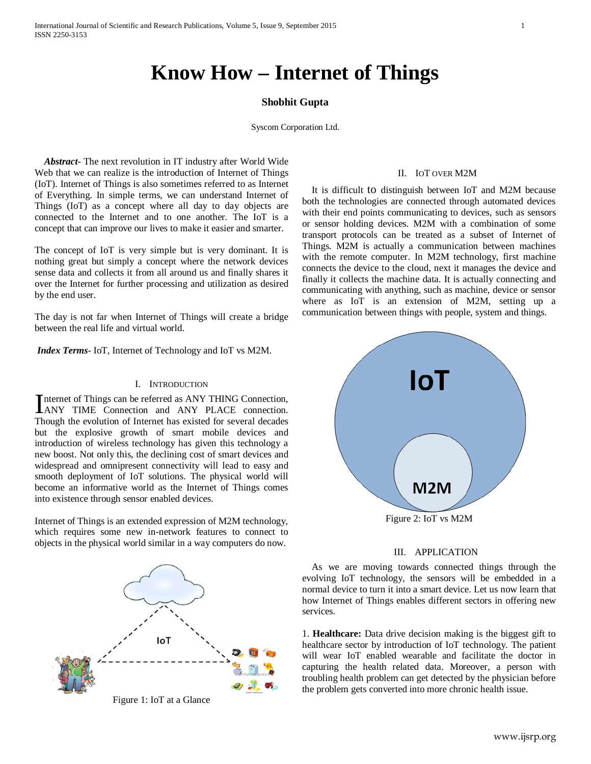# Know How – Internet of Things

**Shobhit Gupta**

Syscom Corporation Ltd.

***Abstract***- The next revolution in IT industry after World Wide Web that we can realize is the introduction of Internet of Things (IoT). Internet of Things is also sometimes referred to as Internet of Everything. In simple terms, we can understand Internet of Things (IoT) as a concept where all day to day objects are connected to the Internet and to one another. The IoT is a concept that can improve our lives to make it easier and smarter.

The concept of IoT is very simple but is very dominant. It is nothing great but simply a concept where the network devices sense data and collects it from all around us and finally shares it over the Internet for further processing and utilization as desired by the end user.

The day is not far when Internet of Things will create a bridge between the real life and virtual world.

***Index Terms***- IoT, Internet of Technology and IoT vs M2M.

## I. Introduction

Internet of Things can be referred as ANY THING Connection, ANY TIME Connection and ANY PLACE connection. Though the evolution of Internet has existed for several decades but the explosive growth of smart mobile devices and introduction of wireless technology has given this technology a new boost. Not only this, the declining cost of smart devices and widespread and omnipresent connectivity will lead to easy and smooth deployment of IoT solutions. The physical world will become an informative world as the Internet of Things comes into existence through sensor enabled devices.

Internet of Things is an extended expression of M2M technology, which requires some new in-network features to connect to objects in the physical world similar in a way computers do now.

Figure 1: IoT at a Glance

## II. IoT over M2M

It is difficult to distinguish between IoT and M2M because both the technologies are connected through automated devices with their end points communicating to devices, such as sensors or sensor holding devices. M2M with a combination of some transport protocols can be treated as a subset of Internet of Things. M2M is actually a communication between machines with the remote computer. In M2M technology, first machine connects the device to the cloud, next it manages the device and finally it collects the machine data. It is actually connecting and communicating with anything, such as machine, device or sensor where as IoT is an extension of M2M, setting up a communication between things with people, system and things.

Figure 2: IoT vs M2M

## III. Application

As we are moving towards connected things through the evolving IoT technology, the sensors will be embedded in a normal device to turn it into a smart device. Let us now learn that how Internet of Things enables different sectors in offering new services.

1. **Healthcare:** Data drive decision making is the biggest gift to healthcare sector by introduction of IoT technology. The patient will wear IoT enabled wearable and facilitate the doctor in capturing the health related data. Moreover, a person with troubling health problem can get detected by the physician before the problem gets converted into more chronic health issue.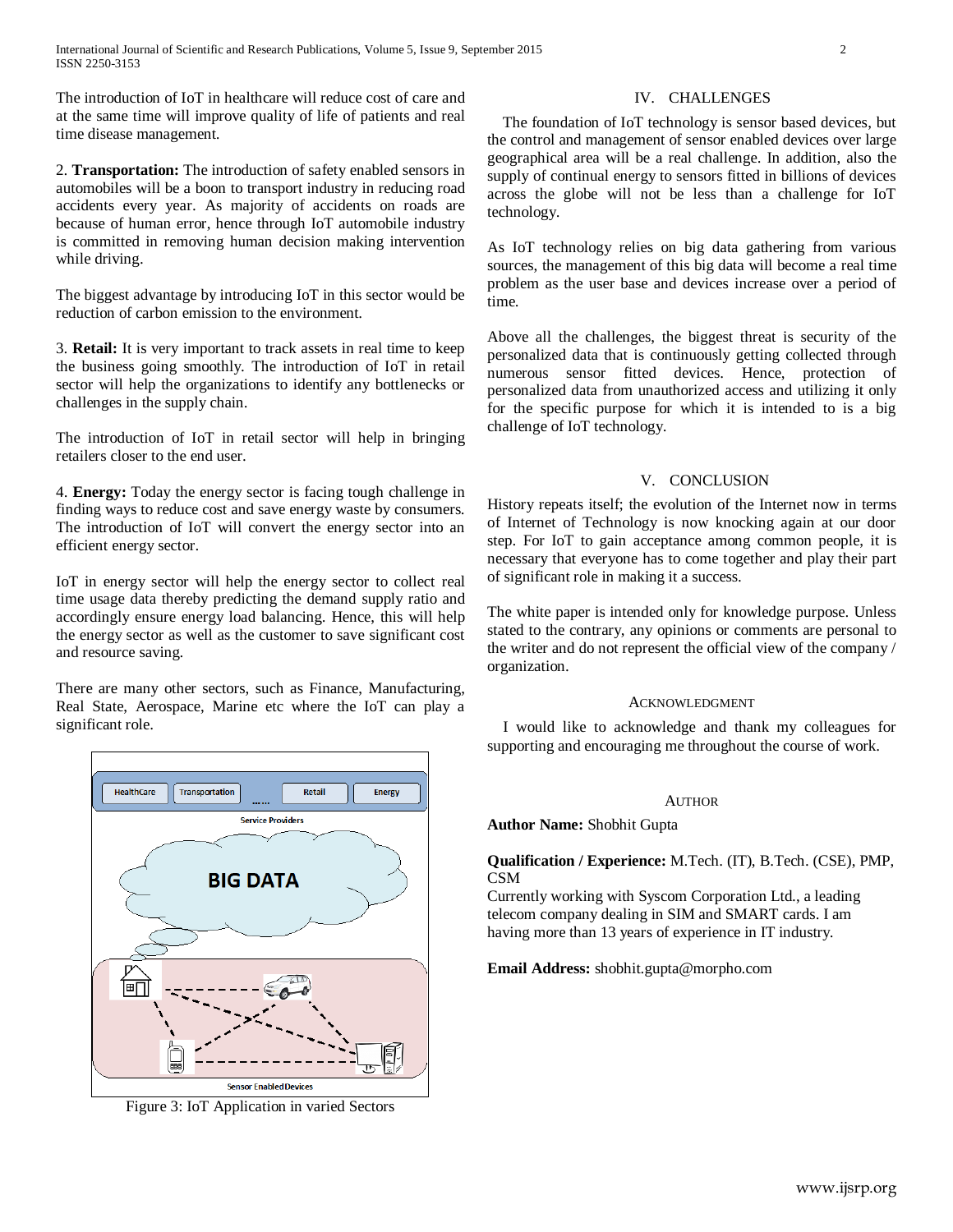The introduction of IoT in healthcare will reduce cost of care and at the same time will improve quality of life of patients and real time disease management.

2. **Transportation:** The introduction of safety enabled sensors in automobiles will be a boon to transport industry in reducing road accidents every year. As majority of accidents on roads are because of human error, hence through IoT automobile industry is committed in removing human decision making intervention while driving.

The biggest advantage by introducing IoT in this sector would be reduction of carbon emission to the environment.

3. **Retail:** It is very important to track assets in real time to keep the business going smoothly. The introduction of IoT in retail sector will help the organizations to identify any bottlenecks or challenges in the supply chain.

The introduction of IoT in retail sector will help in bringing retailers closer to the end user.

4. **Energy:** Today the energy sector is facing tough challenge in finding ways to reduce cost and save energy waste by consumers. The introduction of IoT will convert the energy sector into an efficient energy sector.

IoT in energy sector will help the energy sector to collect real time usage data thereby predicting the demand supply ratio and accordingly ensure energy load balancing. Hence, this will help the energy sector as well as the customer to save significant cost and resource saving.

There are many other sectors, such as Finance, Manufacturing, Real State, Aerospace, Marine etc where the IoT can play a significant role.

HealthCare
Transportation
......
Retail
Energy
Service Providers
BIG DATA
Sensor Enabled Devices

Figure 3: IoT Application in varied Sectors

## IV. CHALLENGES

The foundation of IoT technology is sensor based devices, but the control and management of sensor enabled devices over large geographical area will be a real challenge. In addition, also the supply of continual energy to sensors fitted in billions of devices across the globe will not be less than a challenge for IoT technology.

As IoT technology relies on big data gathering from various sources, the management of this big data will become a real time problem as the user base and devices increase over a period of time.

Above all the challenges, the biggest threat is security of the personalized data that is continuously getting collected through numerous sensor fitted devices. Hence, protection of personalized data from unauthorized access and utilizing it only for the specific purpose for which it is intended to is a big challenge of IoT technology.

## V. CONCLUSION

History repeats itself; the evolution of the Internet now in terms of Internet of Technology is now knocking again at our door step. For IoT to gain acceptance among common people, it is necessary that everyone has to come together and play their part of significant role in making it a success.

The white paper is intended only for knowledge purpose. Unless stated to the contrary, any opinions or comments are personal to the writer and do not represent the official view of the company / organization.

## ACKNOWLEDGMENT

I would like to acknowledge and thank my colleagues for supporting and encouraging me throughout the course of work.

## AUTHOR

**Author Name:** Shobhit Gupta

**Qualification / Experience:** M.Tech. (IT), B.Tech. (CSE), PMP, CSM
Currently working with Syscom Corporation Ltd., a leading telecom company dealing in SIM and SMART cards. I am having more than 13 years of experience in IT industry.

**Email Address:** shobhit.gupta@morpho.com